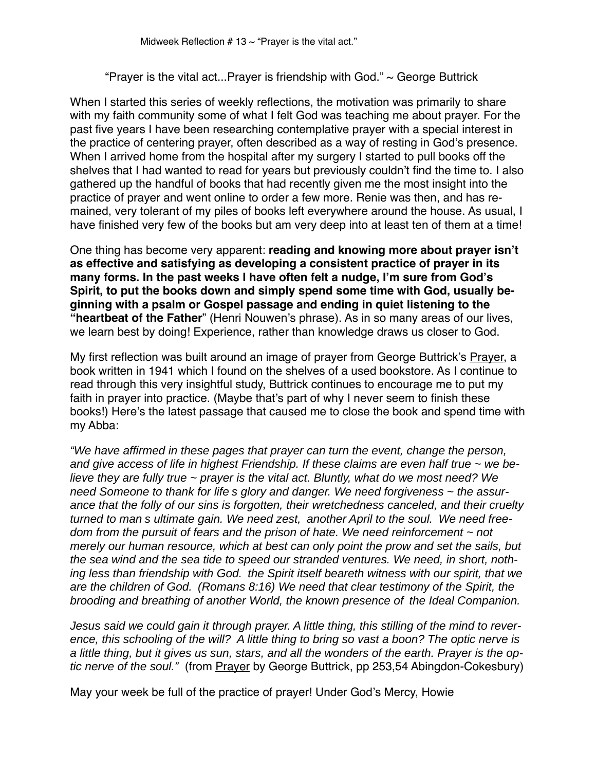Midweek Reflection # 13 ~ "Prayer is the vital act."

"Prayer is the vital act...Prayer is friendship with God." ~ George Buttrick

When I started this series of weekly reflections, the motivation was primarily to share with my faith community some of what I felt God was teaching me about prayer. For the past five years I have been researching contemplative prayer with a special interest in the practice of centering prayer, often described as a way of resting in God's presence. When I arrived home from the hospital after my surgery I started to pull books off the shelves that I had wanted to read for years but previously couldn't find the time to. I also gathered up the handful of books that had recently given me the most insight into the practice of prayer and went online to order a few more. Renie was then, and has remained, very tolerant of my piles of books left everywhere around the house. As usual, I have finished very few of the books but am very deep into at least ten of them at a time!

One thing has become very apparent: **reading and knowing more about prayer isn't as effective and satisfying as developing a consistent practice of prayer in its many forms. In the past weeks I have often felt a nudge, I'm sure from God's Spirit, to put the books down and simply spend some time with God, usually beginning with a psalm or Gospel passage and ending in quiet listening to the "heartbeat of the Father"** (Henri Nouwen's phrase). As in so many areas of our lives, we learn best by doing! Experience, rather than knowledge draws us closer to God.

My first reflection was built around an image of prayer from George Buttrick's Prayer, a book written in 1941 which I found on the shelves of a used bookstore. As I continue to read through this very insightful study, Buttrick continues to encourage me to put my faith in prayer into practice. (Maybe that's part of why I never seem to finish these books!) Here's the latest passage that caused me to close the book and spend time with my Abba:

*"We have affirmed in these pages that prayer can turn the event, change the person, and give access of life in highest Friendship. If these claims are even half true ~ we believe they are fully true ~ prayer is the vital act. Bluntly, what do we most need? We need Someone to thank for life s glory and danger. We need forgiveness ~ the assurance that the folly of our sins is forgotten, their wretchedness canceled, and their cruelty turned to man s ultimate gain. We need zest, another April to the soul. We need freedom from the pursuit of fears and the prison of hate. We need reinforcement ~ not merely our human resource, which at best can only point the prow and set the sails, but the sea wind and the sea tide to speed our stranded ventures. We need, in short, nothing less than friendship with God. the Spirit itself beareth witness with our spirit, that we are the children of God. (Romans 8:16) We need that clear testimony of the Spirit, the brooding and breathing of another World, the known presence of the Ideal Companion.*

*Jesus said we could gain it through prayer. A little thing, this stilling of the mind to reverence, this schooling of the will? A little thing to bring so vast a boon? The optic nerve is a little thing, but it gives us sun, stars, and all the wonders of the earth. Prayer is the optic nerve of the soul."* (from Prayer by George Buttrick, pp 253,54 Abingdon-Cokesbury)

May your week be full of the practice of prayer! Under God's Mercy, Howie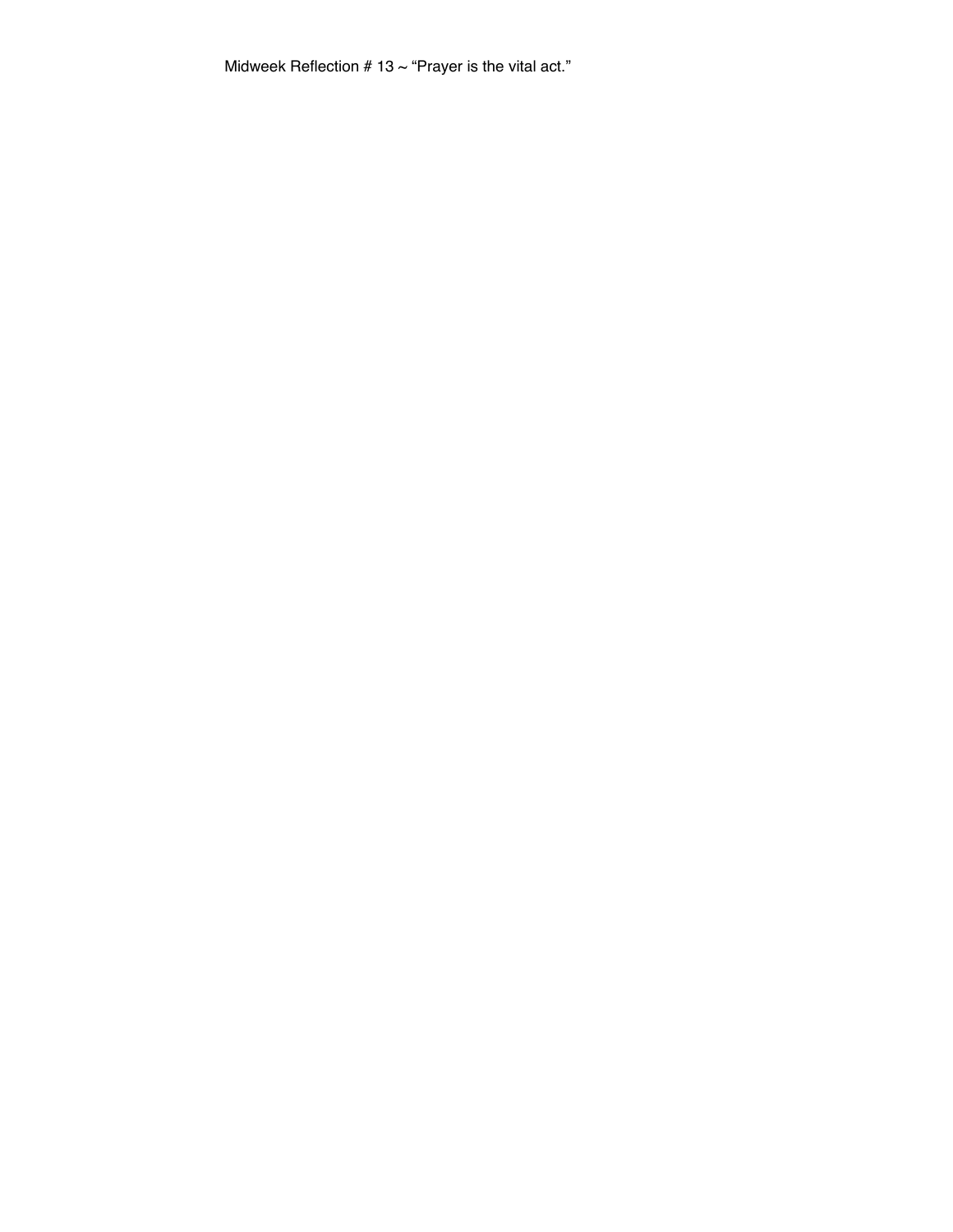Midweek Reflection # 13 ~ “Prayer is the vital act.”